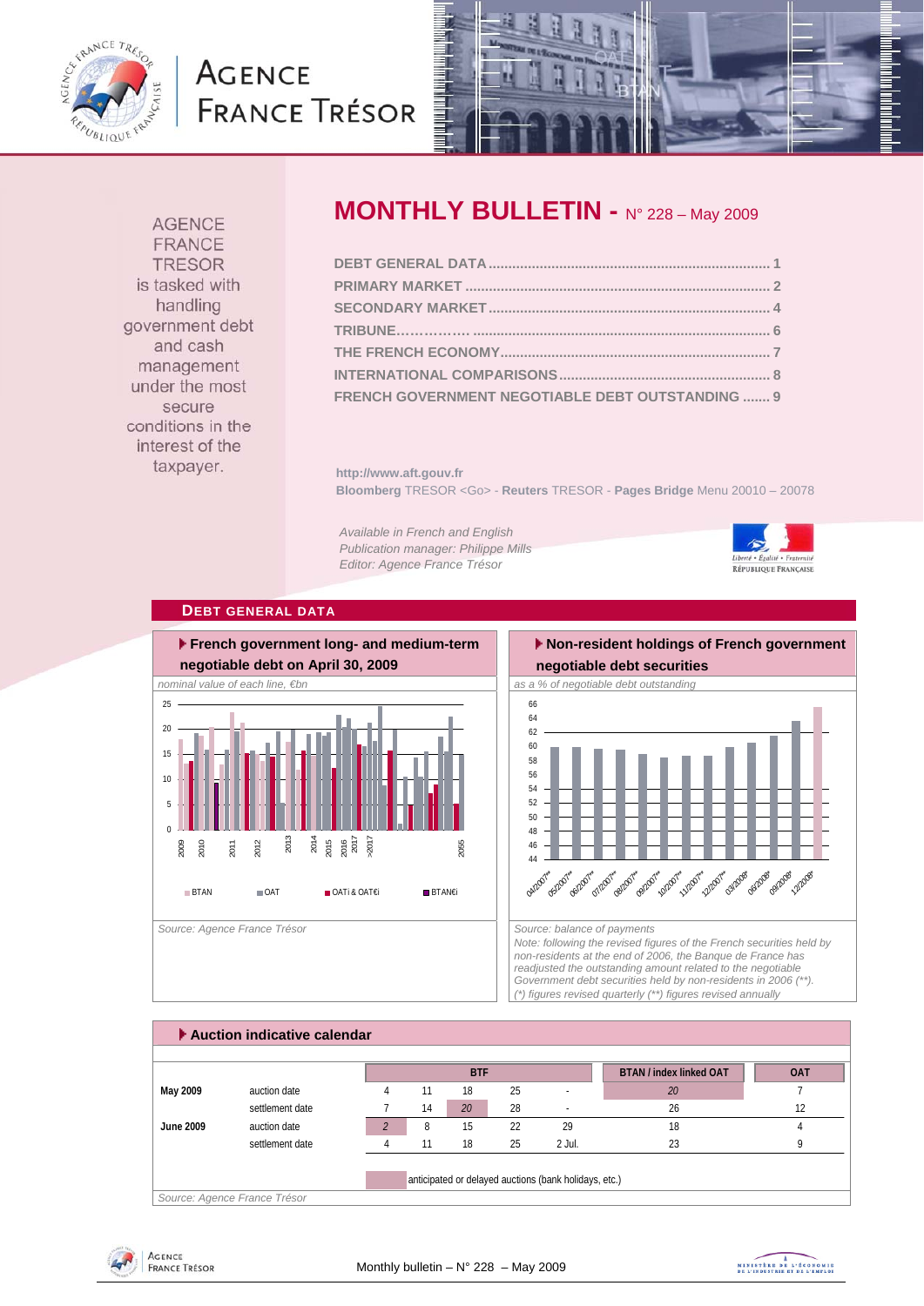# AGENCE FRANCE TRÉSOR

AGENCE FRANCE TRESOR is tasked with handling government debt and cash management under the most secure conditions in the interest of the taxpayer.

# MONTHLY BULLETIN - N° 228 – May 2009

- DEBT GENERAL DATA ........ 1
- PRIMARY MARKET ........ 2
- SECONDARY MARKET ........ 4
- TRIBUNE........ 6
- THE FRENCH ECONOMY ........ 7
- INTERNATIONAL COMPARISONS ........ 8
- FRENCH GOVERNMENT NEGOTIABLE DEBT OUTSTANDING ....... 9

http://www.aft.gouv.fr

**Bloomberg** TRESOR <Go> - **Reuters** TRESOR - **Pages Bridge** Menu 20010 – 20078

*Available in French and English*
*Publication manager: Philippe Mills*
*Editor: Agence France Trésor*

## DEBT GENERAL DATA

### French government long- and medium-term negotiable debt on April 30, 2009

*nominal value of each line, €bn*

Legend: BTAN, OAT, OATi & OAT€i, BTAN€i

*Source: Agence France Trésor*

### Non-resident holdings of French government negotiable debt securities

*as a % of negotiable debt outstanding*

*Source: balance of payments*

*Note: following the revised figures of the French securities held by non-residents at the end of 2006, the Banque de France has readjusted the outstanding amount related to the negotiable Government debt securities held by non-residents in 2006 (\*\*).*
*(\*) figures revised quarterly (\*\*) figures revised annually*

### Auction indicative calendar

| | | BTF | | | | | BTAN / index linked OAT | OAT |
|---|---|---|---|---|---|---|---|---|
| **May 2009** | auction date | 4 | 11 | 18 | 25 | - | *20* | 7 |
| | settlement date | 7 | 14 | *20* | 28 | - | 26 | 12 |
| **June 2009** | auction date | *2* | 8 | 15 | 22 | 29 | 18 | 4 |
| | settlement date | 4 | 11 | 18 | 25 | 2 Jul. | 23 | 9 |

*(italic values)* anticipated or delayed auctions (bank holidays, etc.)

*Source: Agence France Trésor*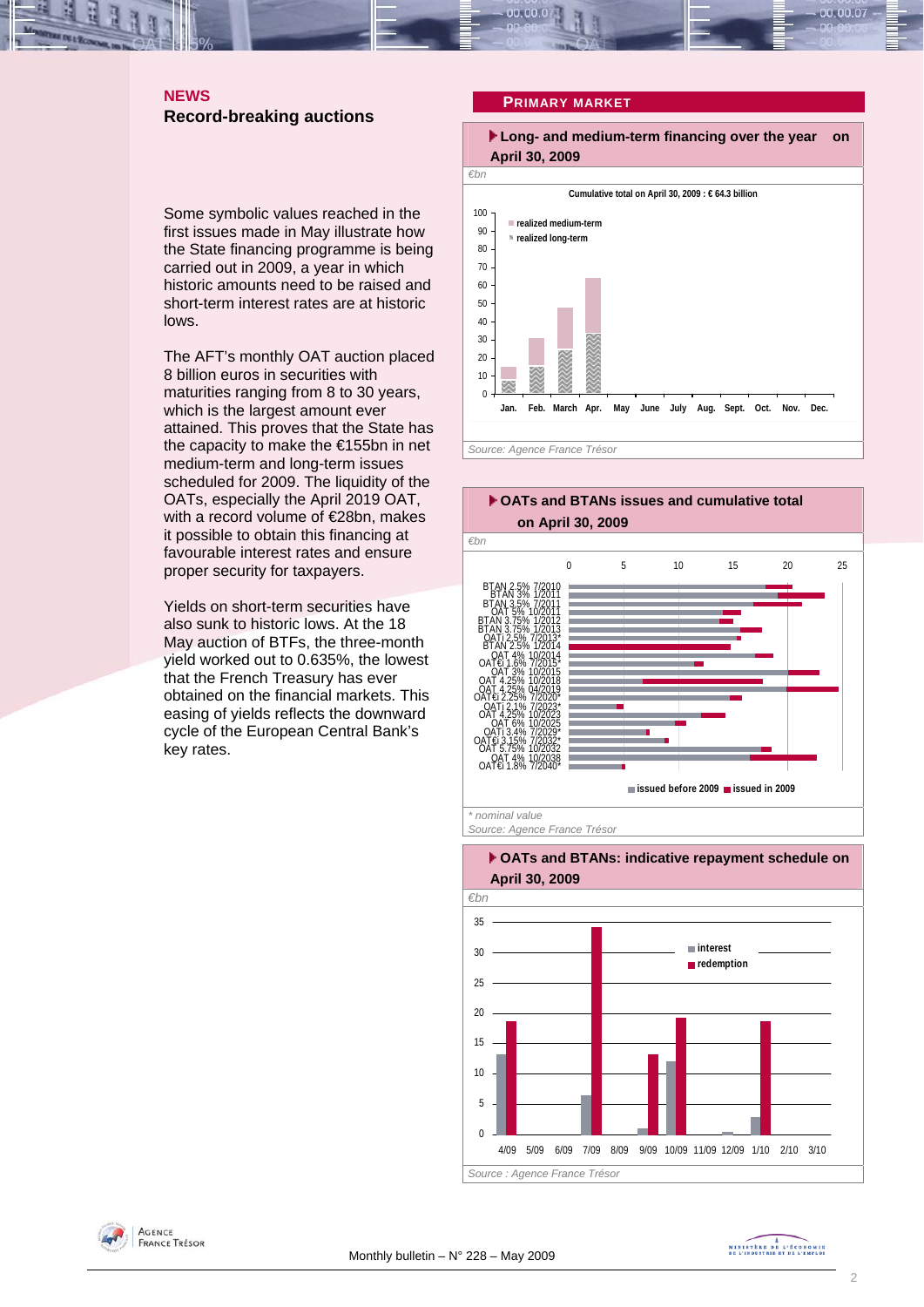## NEWS

### Record-breaking auctions

Some symbolic values reached in the first issues made in May illustrate how the State financing programme is being carried out in 2009, a year in which historic amounts need to be raised and short-term interest rates are at historic lows.

The AFT's monthly OAT auction placed 8 billion euros in securities with maturities ranging from 8 to 30 years, which is the largest amount ever attained. This proves that the State has the capacity to make the €155bn in net medium-term and long-term issues scheduled for 2009. The liquidity of the OATs, especially the April 2019 OAT, with a record volume of €28bn, makes it possible to obtain this financing at favourable interest rates and ensure proper security for taxpayers.

Yields on short-term securities have also sunk to historic lows. At the 18 May auction of BTFs, the three-month yield worked out to 0.635%, the lowest that the French Treasury has ever obtained on the financial markets. This easing of yields reflects the downward cycle of the European Central Bank's key rates.

## PRIMARY MARKET

**Long- and medium-term financing over the year on April 30, 2009**

*€bn*

Cumulative total on April 30, 2009 : € 64.3 billion

Source: Agence France Trésor

**OATs and BTANs issues and cumulative total on April 30, 2009**

*€bn*

\* nominal value

Source: Agence France Trésor

**OATs and BTANs: indicative repayment schedule on April 30, 2009**

*€bn*

Source : Agence France Trésor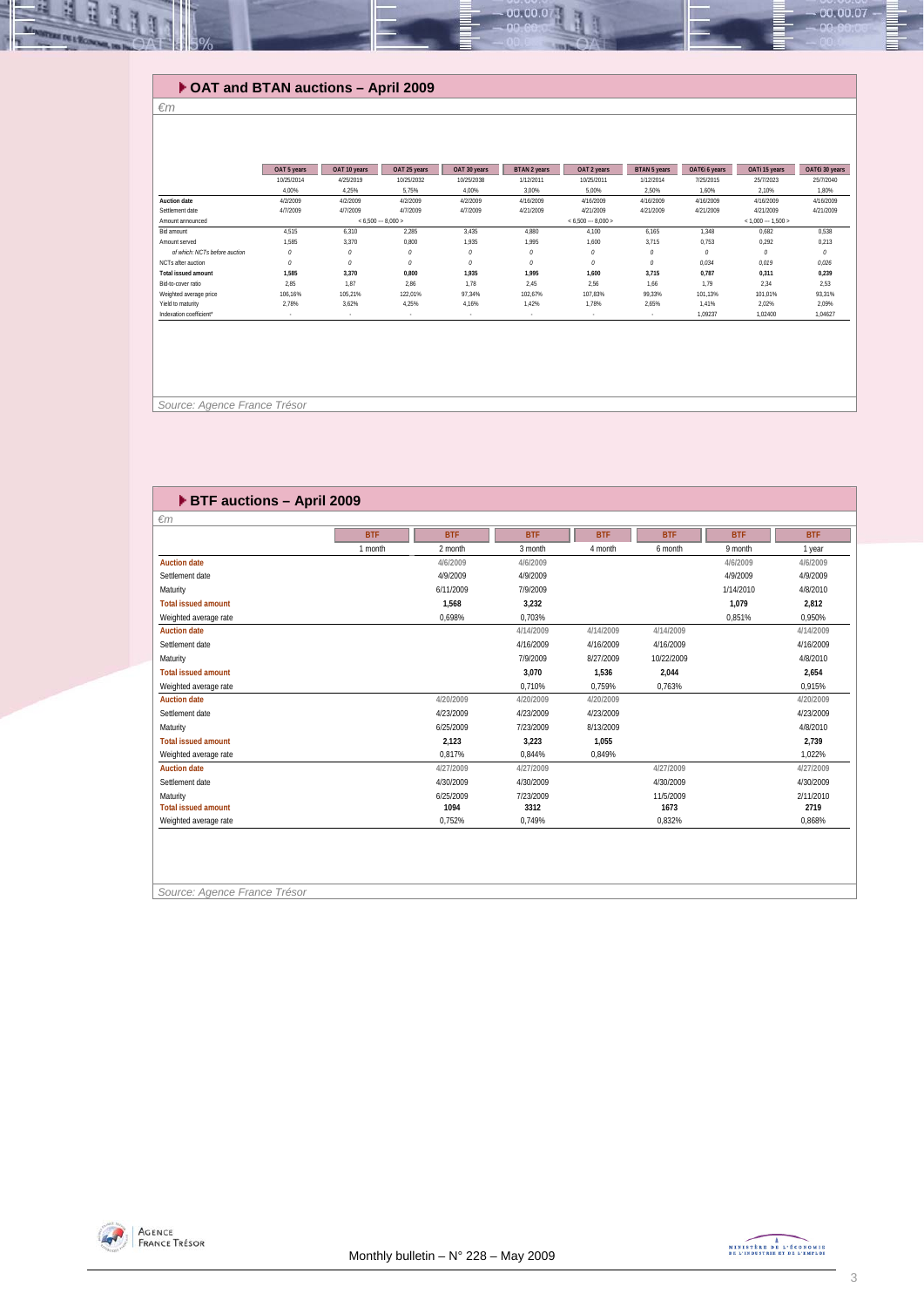## OAT and BTAN auctions – April 2009

*€m*

| | OAT 5 years | OAT 10 years | OAT 25 years | OAT 30 years | BTAN 2 years | OAT 2 years | BTAN 5 years | OAT€i 6 years | OATi 15 years | OAT€i 30 years |
|---|---|---|---|---|---|---|---|---|---|---|
| | 10/25/2014 | 4/25/2019 | 10/25/2032 | 10/25/2038 | 1/12/2011 | 10/25/2011 | 1/12/2014 | 7/25/2015 | 25/7/2023 | 25/7/2040 |
| | 4,00% | 4,25% | 5,75% | 4,00% | 3,00% | 5,00% | 2,50% | 1,60% | 2,10% | 1,80% |
| **Auction date** | 4/2/2009 | 4/2/2009 | 4/2/2009 | 4/2/2009 | 4/16/2009 | 4/16/2009 | 4/16/2009 | 4/16/2009 | 4/16/2009 | 4/16/2009 |
| Settlement date | 4/7/2009 | 4/7/2009 | 4/7/2009 | 4/7/2009 | 4/21/2009 | 4/21/2009 | 4/21/2009 | 4/21/2009 | 4/21/2009 | 4/21/2009 |
| Amount announced | | < 6,500 --- 8,000 > | | | | < 6,500 --- 8,000 > | | | < 1,000 --- 1,500 > | |
| Bid amount | 4,515 | 6,310 | 2,285 | 3,435 | 4,880 | 4,100 | 6,165 | 1,348 | 0,682 | 0,538 |
| Amount served | 1,585 | 3,370 | 0,800 | 1,935 | 1,995 | 1,600 | 3,715 | 0,753 | 0,292 | 0,213 |
| *of which: NCTs before auction* | *0* | *0* | *0* | *0* | *0* | *0* | *0* | *0* | *0* | *0* |
| NCTs after auction | *0* | *0* | *0* | *0* | *0* | *0* | *0* | 0,034 | 0,019 | *0,026* |
| **Total issued amount** | **1,585** | **3,370** | **0,800** | **1,935** | **1,995** | **1,600** | **3,715** | **0,787** | **0,311** | **0,239** |
| Bid-to-cover ratio | 2,85 | 1,87 | 2,86 | 1,78 | 2,45 | 2,56 | 1,66 | 1,79 | 2,34 | 2,53 |
| Weighted average price | 106,16% | 105,21% | 122,01% | 97,34% | 102,67% | 107,83% | 99,33% | 101,13% | 101,01% | 93,31% |
| Yield to maturity | 2,78% | 3,62% | 4,25% | 4,16% | 1,42% | 1,78% | 2,65% | 1,41% | 2,02% | 2,09% |
| Indexation coefficient* | - | - | - | - | - | - | - | 1,09237 | 1,02400 | 1,04627 |

Source: Agence France Trésor

## BTF auctions – April 2009

*€m*

| | BTF | BTF | BTF | BTF | BTF | BTF | BTF |
|---|---|---|---|---|---|---|---|
| | 1 month | 2 month | 3 month | 4 month | 6 month | 9 month | 1 year |
| **Auction date** | | 4/6/2009 | 4/6/2009 | | | 4/6/2009 | 4/6/2009 |
| Settlement date | | 4/9/2009 | 4/9/2009 | | | 4/9/2009 | 4/9/2009 |
| Maturity | | 6/11/2009 | 7/9/2009 | | | 1/14/2010 | 4/8/2010 |
| **Total issued amount** | | **1,568** | **3,232** | | | **1,079** | **2,812** |
| Weighted average rate | | 0,698% | 0,703% | | | 0,851% | 0,950% |
| **Auction date** | | | 4/14/2009 | 4/14/2009 | 4/14/2009 | | 4/14/2009 |
| Settlement date | | | 4/16/2009 | 4/16/2009 | 4/16/2009 | | 4/16/2009 |
| Maturity | | | 7/9/2009 | 8/27/2009 | 10/22/2009 | | 4/8/2010 |
| **Total issued amount** | | | **3,070** | **1,536** | **2,044** | | **2,654** |
| Weighted average rate | | | 0,710% | 0,759% | 0,763% | | 0,915% |
| **Auction date** | | 4/20/2009 | 4/20/2009 | 4/20/2009 | | | 4/20/2009 |
| Settlement date | | 4/23/2009 | 4/23/2009 | 4/23/2009 | | | 4/23/2009 |
| Maturity | | 6/25/2009 | 7/23/2009 | 8/13/2009 | | | 4/8/2010 |
| **Total issued amount** | | **2,123** | **3,223** | **1,055** | | | **2,739** |
| Weighted average rate | | 0,817% | 0,844% | 0,849% | | | 1,022% |
| **Auction date** | | 4/27/2009 | 4/27/2009 | | 4/27/2009 | | 4/27/2009 |
| Settlement date | | 4/30/2009 | 4/30/2009 | | 4/30/2009 | | 4/30/2009 |
| Maturity | | 6/25/2009 | 7/23/2009 | | 11/5/2009 | | 2/11/2010 |
| **Total issued amount** | | **1094** | **3312** | | **1673** | | **2719** |
| Weighted average rate | | 0,752% | 0,749% | | 0,832% | | 0,868% |

Source: Agence France Trésor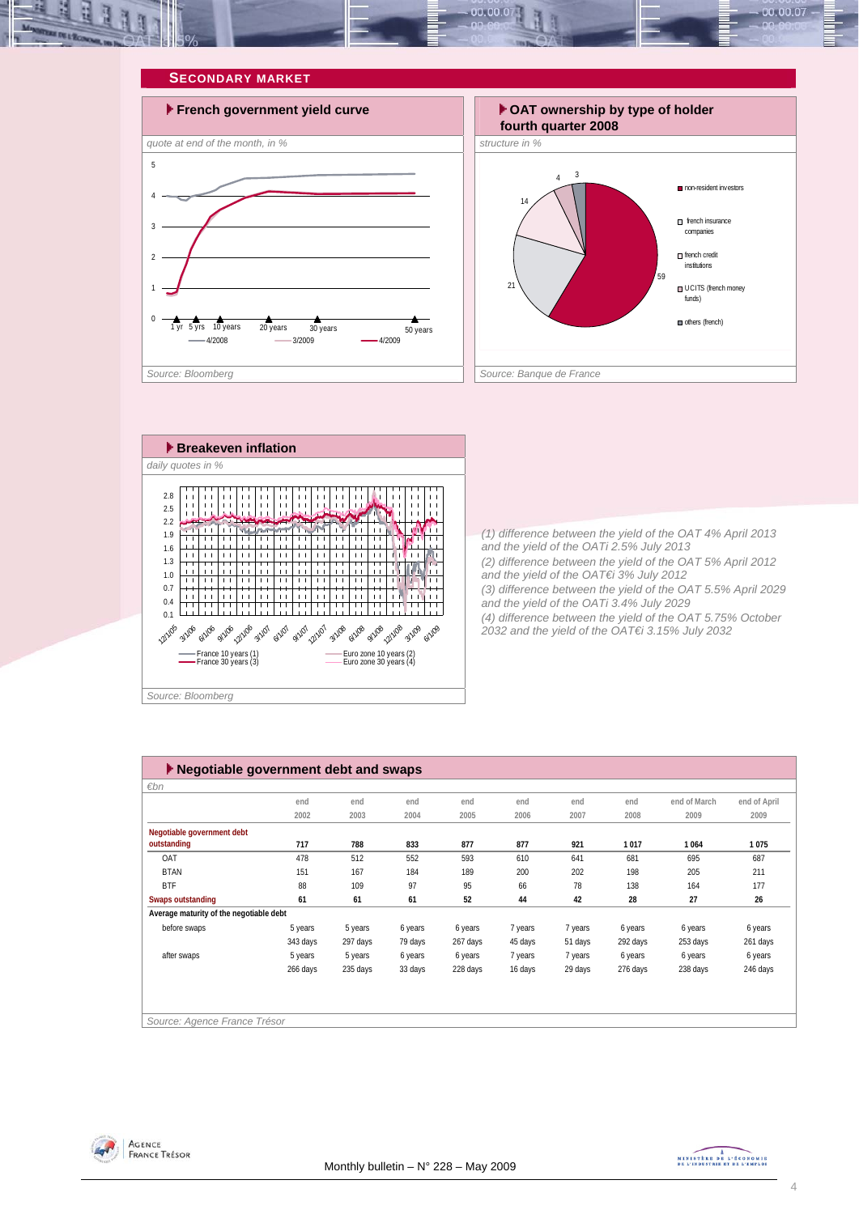## SECONDARY MARKET

### French government yield curve

*quote at end of the month, in %*

Source: Bloomberg

### OAT ownership by type of holder fourth quarter 2008

*structure in %*

Source: Banque de France

### Breakeven inflation

*daily quotes in %*

Source: Bloomberg

(1) difference between the yield of the OAT 4% April 2013 and the yield of the OATi 2.5% July 2013
(2) difference between the yield of the OAT 5% April 2012 and the yield of the OAT€i 3% July 2012
(3) difference between the yield of the OAT 5.5% April 2029 and the yield of the OATi 3.4% July 2029
(4) difference between the yield of the OAT 5.75% October 2032 and the yield of the OAT€i 3.15% July 2032

### Negotiable government debt and swaps

*€bn*

| | end 2002 | end 2003 | end 2004 | end 2005 | end 2006 | end 2007 | end 2008 | end of March 2009 | end of April 2009 |
|---|---|---|---|---|---|---|---|---|---|
| **Negotiable government debt outstanding** | **717** | **788** | **833** | **877** | **877** | **921** | **1 017** | **1 064** | **1 075** |
| OAT | 478 | 512 | 552 | 593 | 610 | 641 | 681 | 695 | 687 |
| BTAN | 151 | 167 | 184 | 189 | 200 | 202 | 198 | 205 | 211 |
| BTF | 88 | 109 | 97 | 95 | 66 | 78 | 138 | 164 | 177 |
| **Swaps outstanding** | **61** | **61** | **61** | **52** | **44** | **42** | **28** | **27** | **26** |
| **Average maturity of the negotiable debt** | | | | | | | | | |
| before swaps | 5 years 343 days | 5 years 297 days | 6 years 79 days | 6 years 267 days | 7 years 45 days | 7 years 51 days | 6 years 292 days | 6 years 253 days | 6 years 261 days |
| after swaps | 5 years 266 days | 5 years 235 days | 6 years 33 days | 6 years 228 days | 7 years 16 days | 7 years 29 days | 6 years 276 days | 6 years 238 days | 6 years 246 days |

Source: Agence France Trésor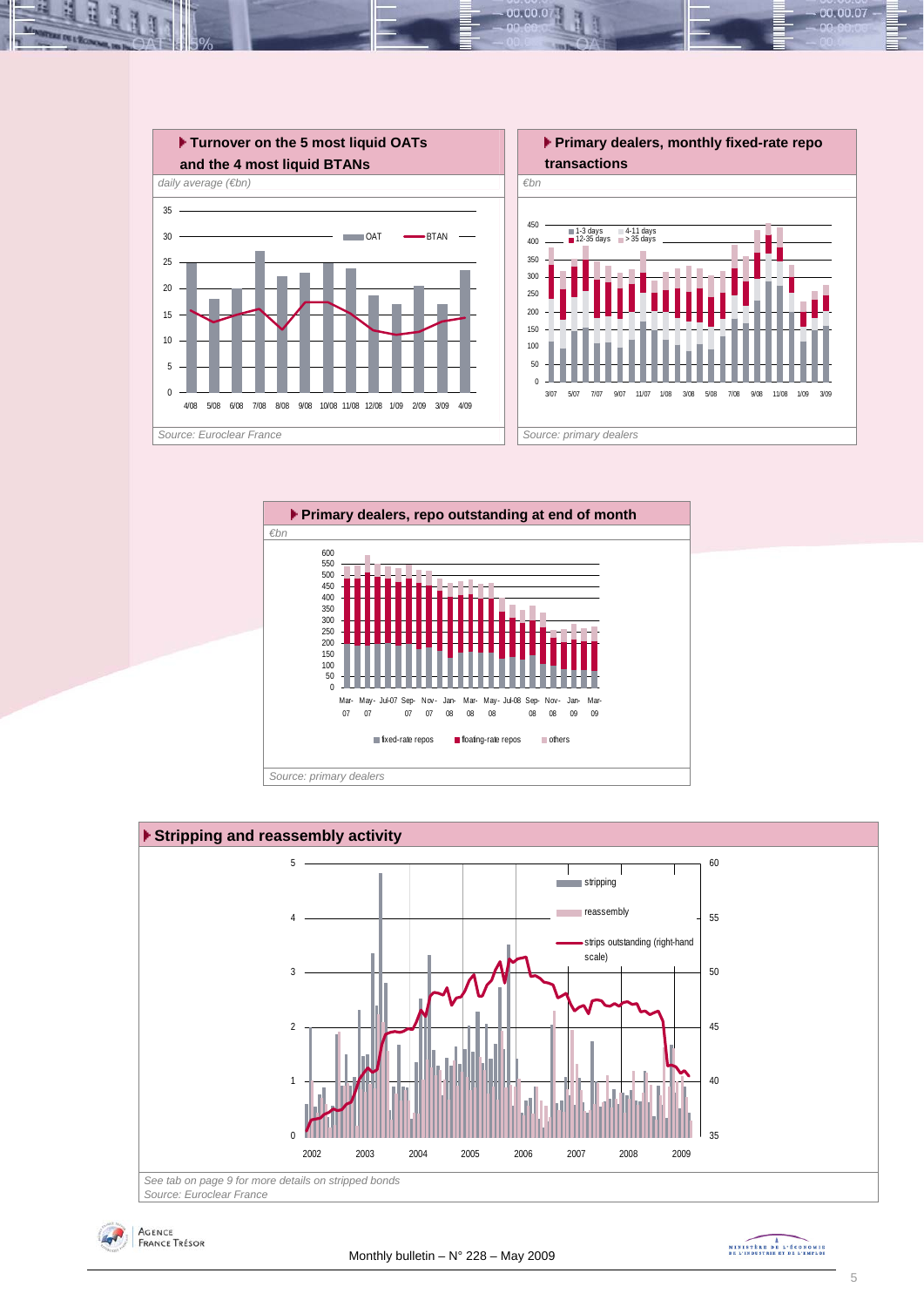### Turnover on the 5 most liquid OATs and the 4 most liquid BTANs

*daily average (€bn)*

OAT — BTAN

4/08 5/08 6/08 7/08 8/08 9/08 10/08 11/08 12/08 1/09 2/09 3/09 4/09

*Source: Euroclear France*

### Primary dealers, monthly fixed-rate repo transactions

*€bn*

1-3 days — 4-11 days — 12-35 days — > 35 days

3/07 5/07 7/07 9/07 11/07 1/08 3/08 5/08 7/08 9/08 11/08 1/09 3/09

*Source: primary dealers*

### Primary dealers, repo outstanding at end of month

*€bn*

Mar-07 May-07 Jul-07 Sep-07 Nov-07 Jan-08 Mar-08 May-08 Jul-08 Sep-08 Nov-08 Jan-09 Mar-09

fixed-rate repos — floating-rate repos — others

*Source: primary dealers*

### Stripping and reassembly activity

stripping — reassembly — strips outstanding (right-hand scale)

2002 2003 2004 2005 2006 2007 2008 2009

*See tab on page 9 for more details on stripped bonds*
*Source: Euroclear France*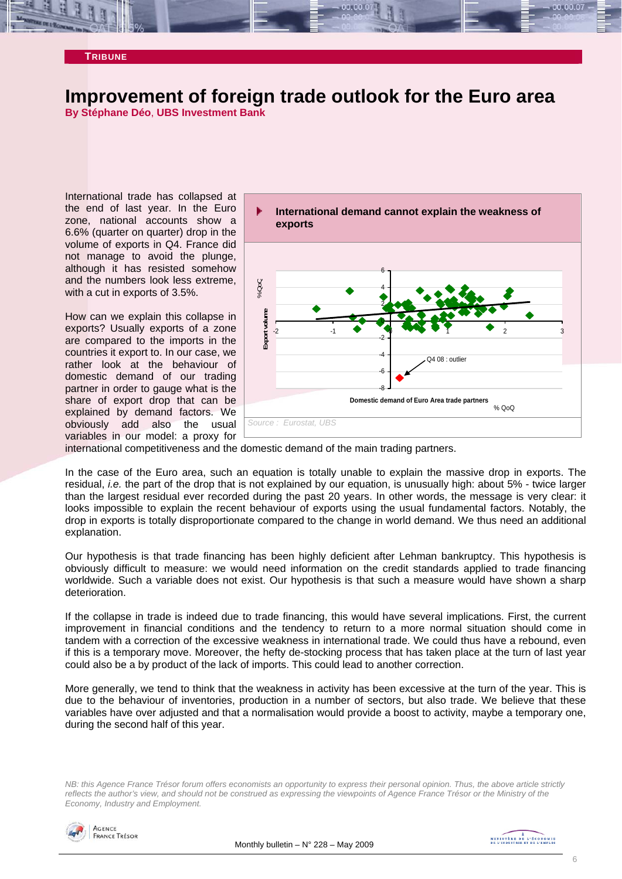**TRIBUNE**

# Improvement of foreign trade outlook for the Euro area

**By Stéphane Déo, UBS Investment Bank**

International trade has collapsed at the end of last year. In the Euro zone, national accounts show a 6.6% (quarter on quarter) drop in the volume of exports in Q4. France did not manage to avoid the plunge, although it has resisted somehow and the numbers look less extreme, with a cut in exports of 3.5%.

How can we explain this collapse in exports? Usually exports of a zone are compared to the imports in the countries it export to. In our case, we rather look at the behaviour of domestic demand of our trading partner in order to gauge what is the share of export drop that can be explained by demand factors. We obviously add also the usual variables in our model: a proxy for international competitiveness and the domestic demand of the main trading partners.

**International demand cannot explain the weakness of exports**

Source : Eurostat, UBS

In the case of the Euro area, such an equation is totally unable to explain the massive drop in exports. The residual, *i.e.* the part of the drop that is not explained by our equation, is unusually high: about 5% - twice larger than the largest residual ever recorded during the past 20 years. In other words, the message is very clear: it looks impossible to explain the recent behaviour of exports using the usual fundamental factors. Notably, the drop in exports is totally disproportionate compared to the change in world demand. We thus need an additional explanation.

Our hypothesis is that trade financing has been highly deficient after Lehman bankruptcy. This hypothesis is obviously difficult to measure: we would need information on the credit standards applied to trade financing worldwide. Such a variable does not exist. Our hypothesis is that such a measure would have shown a sharp deterioration.

If the collapse in trade is indeed due to trade financing, this would have several implications. First, the current improvement in financial conditions and the tendency to return to a more normal situation should come in tandem with a correction of the excessive weakness in international trade. We could thus have a rebound, even if this is a temporary move. Moreover, the hefty de-stocking process that has taken place at the turn of last year could also be a by product of the lack of imports. This could lead to another correction.

More generally, we tend to think that the weakness in activity has been excessive at the turn of the year. This is due to the behaviour of inventories, production in a number of sectors, but also trade. We believe that these variables have over adjusted and that a normalisation would provide a boost to activity, maybe a temporary one, during the second half of this year.

*NB: this Agence France Trésor forum offers economists an opportunity to express their personal opinion. Thus, the above article strictly reflects the author's view, and should not be construed as expressing the viewpoints of Agence France Trésor or the Ministry of the Economy, Industry and Employment.*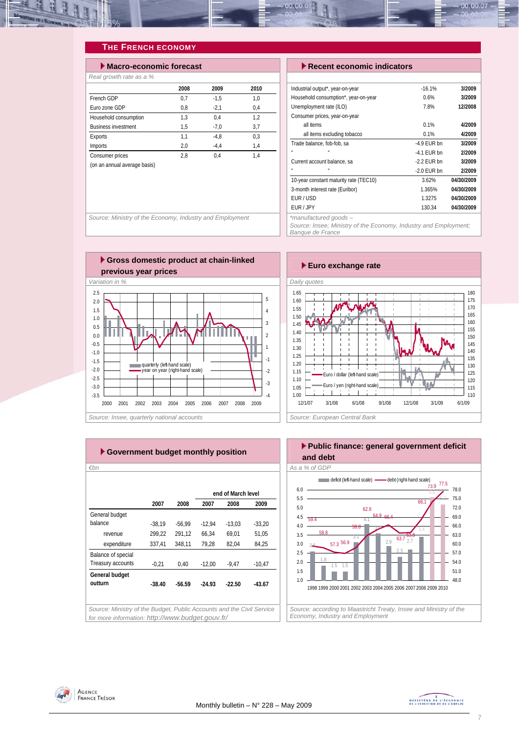## The French Economy

### Macro-economic forecast

*Real growth rate as a %*

| | 2008 | 2009 | 2010 |
|---|---|---|---|
| French GDP | 0,7 | -1,5 | 1,0 |
| Euro zone GDP | 0,8 | -2,1 | 0,4 |
| Household consumption | 1,3 | 0,4 | 1,2 |
| Business investment | 1,5 | -7,0 | 3,7 |
| Exports | 1,1 | -4,8 | 0,3 |
| Imports | 2,0 | -4,4 | 1,4 |
| Consumer prices | 2,8 | 0,4 | 1,4 |
| (on an annual average basis) | | | |

*Source: Ministry of the Economy, Industry and Employment*

### Recent economic indicators

| | | |
|---|---|---|
| Industrial output*, year-on-year | -16.1% | 3/2009 |
| Household consumption*, year-on-year | 0.6% | 3/2009 |
| Unemployment rate (ILO) | 7.8% | 12/2008 |
| Consumer prices, year-on-year | | |
| all items | 0.1% | 4/2009 |
| all items excluding tobacco | 0.1% | 4/2009 |
| Trade balance, fob-fob, sa | -4.9 EUR bn | 3/2009 |
| " " | -4.1 EUR bn | 2/2009 |
| Current account balance, sa | -2.2 EUR bn | 3/2009 |
| " " | -2.0 EUR bn | 2/2009 |
| 10-year constant maturity rate (TEC10) | 3.62% | 04/30/2009 |
| 3-month interest rate (Euribor) | 1.365% | 04/30/2009 |
| EUR / USD | 1.3275 | 04/30/2009 |
| EUR / JPY | 130.34 | 04/30/2009 |

*\*manufactured goods –*
*Source: Insee; Ministry of the Economy, Industry and Employment; Banque de France*

### Gross domestic product at chain-linked previous year prices

*Variation in %*

*Source: Insee, quarterly national accounts*

### Euro exchange rate

*Daily quotes*

*Source: European Central Bank*

### Government budget monthly position

*€bn*

| | 2007 | 2008 | end of March level 2007 | 2008 | 2009 |
|---|---|---|---|---|---|
| General budget balance | -38,19 | -56,99 | -12,94 | -13,03 | -33,20 |
| revenue | 299,22 | 291,12 | 66,34 | 69,01 | 51,05 |
| expenditure | 337,41 | 348,11 | 79,28 | 82,04 | 84,25 |
| Balance of special Treasury accounts | -0,21 | 0,40 | -12,00 | -9,47 | -10,47 |
| **General budget outturn** | **-38.40** | **-56.59** | **-24.93** | **-22.50** | **-43.67** |

*Source: Ministry of the Budget, Public Accounts and the Civil Service for more information: http://www.budget.gouv.fr/*

### Public finance: general government deficit and debt

*As a % of GDP*

*Source: according to Maastricht Treaty, Insee and Ministry of the Economy, Industry and Employment*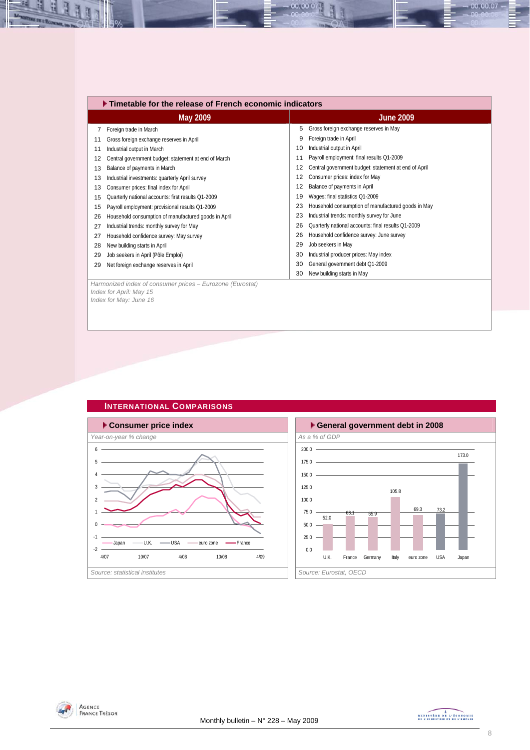## Timetable for the release of French economic indicators

| May 2009 | | June 2009 | |
|---|---|---|---|
| 7 | Foreign trade in March | 5 | Gross foreign exchange reserves in May |
| 11 | Gross foreign exchange reserves in April | 9 | Foreign trade in April |
| 11 | Industrial output in March | 10 | Industrial output in April |
| 12 | Central government budget: statement at end of March | 11 | Payroll employment: final results Q1-2009 |
| 13 | Balance of payments in March | 12 | Central government budget: statement at end of April |
| 13 | Industrial investments: quarterly April survey | 12 | Consumer prices: index for May |
| 13 | Consumer prices: final index for April | 12 | Balance of payments in April |
| 15 | Quarterly national accounts: first results Q1-2009 | 19 | Wages: final statistics Q1-2009 |
| 15 | Payroll employment: provisional results Q1-2009 | 23 | Household consumption of manufactured goods in May |
| 26 | Household consumption of manufactured goods in April | 23 | Industrial trends: monthly survey for June |
| 27 | Industrial trends: monthly survey for May | 26 | Quarterly national accounts: final results Q1-2009 |
| 27 | Household confidence survey: May survey | 26 | Household confidence survey: June survey |
| 28 | New building starts in April | 29 | Job seekers in May |
| 29 | Job seekers in April (Pôle Emploi) | 30 | Industrial producer prices: May index |
| 29 | Net foreign exchange reserves in April | 30 | General government debt Q1-2009 |
| | | 30 | New building starts in May |

*Harmonized index of consumer prices – Eurozone (Eurostat)*
*Index for April: May 15*
*Index for May: June 16*

## International Comparisons

### Consumer price index

*Year-on-year % change*

*Source: statistical institutes*

### General government debt in 2008

*As a % of GDP*

| U.K. | France | Germany | Italy | euro zone | USA | Japan |
|---|---|---|---|---|---|---|
| 52.0 | 68.1 | 65.9 | 105.8 | 69.3 | 73.2 | 173.0 |

*Source: Eurostat, OECD*

Monthly bulletin – N° 228 – May 2009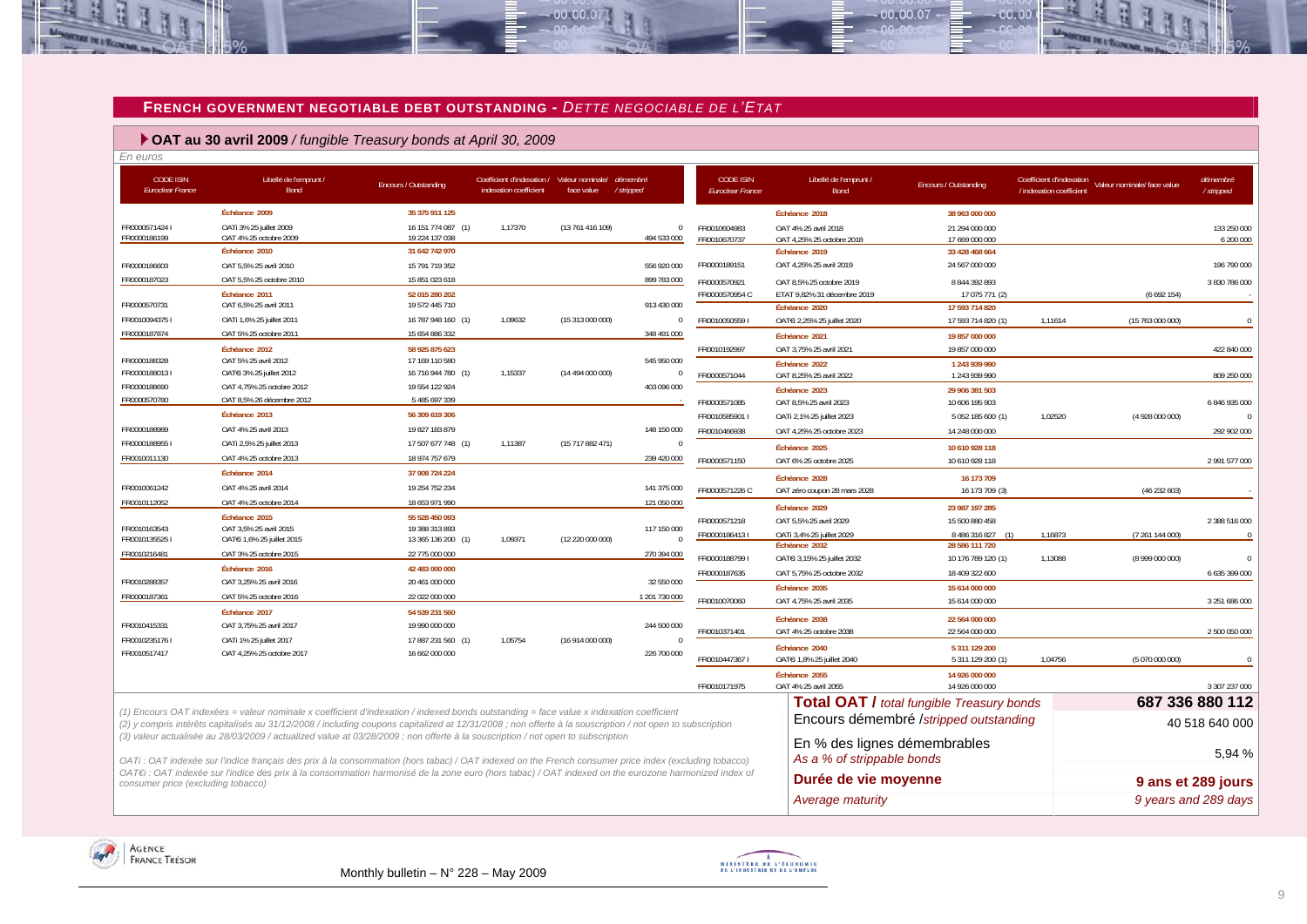## FRENCH GOVERNMENT NEGOTIABLE DEBT OUTSTANDING - *DETTE NEGOCIABLE DE L'ETAT*

### OAT au 30 avril 2009 / *fungible Treasury bonds at April 30, 2009*

*En euros*

| CODE ISIN *Euroclear France* | Libellé de l'emprunt / *Bond* | Encours / *Outstanding* | Coefficient d'indexation / *indexation coefficient* | Valeur nominale/ *face value* | démembré / *stripped* |
|---|---|---|---|---|---|
| | **Échéance 2009** | **35 375 911 125** | | | |
| FR0000571424 I | OATi 3% 25 juillet 2009 | 16 151 774 087 (1) | 1,17370 | (13 761 416 109) | 0 |
| FR0000186199 | OAT 4% 25 octobre 2009 | 19 224 137 038 | | | 494 533 000 |
| | **Échéance 2010** | **31 642 742 970** | | | |
| FR0000186603 | OAT 5,5% 25 avril 2010 | 15 791 719 352 | | | 556 920 000 |
| FR0000187023 | OAT 5,5% 25 octobre 2010 | 15 851 023 618 | | | 899 783 000 |
| | **Échéance 2011** | **52 015 280 202** | | | |
| FR0000570731 | OAT 6,5% 25 avril 2011 | 19 572 445 710 | | | 913 430 000 |
| FR0010094375 I | OATi 1,6% 25 juillet 2011 | 16 787 948 160 (1) | 1,09632 | (15 313 000 000) | 0 |
| FR0000187874 | OAT 5% 25 octobre 2011 | 15 654 886 332 | | | 348 491 000 |
| | **Échéance 2012** | **58 925 875 623** | | | |
| FR0000188328 | OAT 5% 25 avril 2012 | 17 169 110 580 | | | 545 950 000 |
| FR0000188013 I | OAT€i 3% 25 juillet 2012 | 16 716 944 780 (1) | 1,15337 | (14 494 000 000) | 0 |
| FR0000188690 | OAT 4,75% 25 octobre 2012 | 19 554 122 924 | | | 403 096 000 |
| FR0000570780 | OAT 8,5% 26 décembre 2012 | 5 485 697 339 | | | - |
| | **Échéance 2013** | **56 309 619 306** | | | |
| FR0000188989 | OAT 4% 25 avril 2013 | 19 827 183 879 | | | 148 150 000 |
| FR0000188955 I | OATi 2,5% 25 juillet 2013 | 17 507 677 748 (1) | 1,11387 | (15 717 882 471) | 0 |
| FR0010011130 | OAT 4% 25 octobre 2013 | 18 974 757 679 | | | 239 420 000 |
| | **Échéance 2014** | **37 908 724 224** | | | |
| FR0010061242 | OAT 4% 25 avril 2014 | 19 254 752 234 | | | 141 375 000 |
| FR0010112052 | OAT 4% 25 octobre 2014 | 18 653 971 990 | | | 121 050 000 |
| | **Échéance 2015** | **55 528 450 093** | | | |
| FR0010163543 | OAT 3,5% 25 avril 2015 | 19 388 313 893 | | | 117 150 000 |
| FR0010135525 I | OAT€i 1,6% 25 juillet 2015 | 13 365 136 200 (1) | 1,09371 | (12 220 000 000) | 0 |
| FR0010216481 | OAT 3% 25 octobre 2015 | 22 775 000 000 | | | 270 394 000 |
| | **Échéance 2016** | **42 483 000 000** | | | |
| FR0010288357 | OAT 3,25% 25 avril 2016 | 20 461 000 000 | | | 32 550 000 |
| FR0000187361 | OAT 5% 25 octobre 2016 | 22 022 000 000 | | | 1 201 730 000 |
| | **Échéance 2017** | **54 539 231 560** | | | |
| FR0010415331 | OAT 3,75% 25 avril 2017 | 19 990 000 000 | | | 244 500 000 |
| FR0010235176 I | OATi 1% 25 juillet 2017 | 17 887 231 560 (1) | 1,05754 | (16 914 000 000) | 0 |
| FR0010517417 | OAT 4,25% 25 octobre 2017 | 16 662 000 000 | | | 226 700 000 |
| | **Échéance 2018** | **38 963 000 000** | | | |
| FR0010604983 | OAT 4% 25 avril 2018 | 21 294 000 000 | | | 133 250 000 |
| FR0010670737 | OAT 4,25% 25 octobre 2018 | 17 669 000 000 | | | 6 200 000 |
| | **Échéance 2019** | **33 428 468 664** | | | |
| FR0000189151 | OAT 4,25% 25 avril 2019 | 24 567 000 000 | | | 196 790 000 |
| FR0000570921 | OAT 8,5% 25 octobre 2019 | 8 844 392 893 | | | 3 830 786 000 |
| FR0000570954 C | ETAT 9,82% 31 décembre 2019 | 17 075 771 (2) | | (6 692 154) | - |
| | **Échéance 2020** | **17 593 714 820** | | | |
| FR0010050559 I | OAT€i 2,25% 25 juillet 2020 | 17 593 714 820 (1) | 1,11614 | (15 763 000 000) | 0 |
| | **Échéance 2021** | **19 857 000 000** | | | |
| FR0010192997 | OAT 3,75% 25 avril 2021 | 19 857 000 000 | | | 422 840 000 |
| | **Échéance 2022** | **1 243 939 990** | | | |
| FR0000571044 | OAT 8,25% 25 avril 2022 | 1 243 939 990 | | | 809 250 000 |
| | **Échéance 2023** | **29 906 381 503** | | | |
| FR0000571085 | OAT 8,5% 25 avril 2023 | 10 606 195 903 | | | 6 846 935 000 |
| FR0010585901 I | OATi 2,1% 25 juillet 2023 | 5 052 185 600 (1) | 1,02520 | (4 928 000 000) | 0 |
| FR0010466938 | OAT 4,25% 25 octobre 2023 | 14 248 000 000 | | | 292 902 000 |
| | **Échéance 2025** | **10 610 928 118** | | | |
| FR0000571150 | OAT 6% 25 octobre 2025 | 10 610 928 118 | | | 2 991 577 000 |
| | **Échéance 2028** | **16 173 709** | | | |
| FR0000571226 C | OAT zéro coupon 28 mars 2028 | 16 173 709 (3) | | (46 232 603) | - |
| | **Échéance 2029** | **23 987 197 285** | | | |
| FR0000571218 | OAT 5,5% 25 avril 2029 | 15 500 880 458 | | | 2 388 516 000 |
| FR0000186413 I | OATi 3,4% 25 juillet 2029 | 8 486 316 827 (1) | 1,16873 | (7 261 144 000) | 0 |
| | **Échéance 2032** | **28 586 111 720** | | | |
| FR0000188799 I | OAT€i 3,15% 25 juillet 2032 | 10 176 789 120 (1) | 1,13088 | (8 999 000 000) | 0 |
| FR0000187635 | OAT 5,75% 25 octobre 2032 | 18 409 322 600 | | | 6 635 399 000 |
| | **Échéance 2035** | **15 614 000 000** | | | |
| FR0010070060 | OAT 4,75% 25 avril 2035 | 15 614 000 000 | | | 3 251 686 000 |
| | **Échéance 2038** | **22 564 000 000** | | | |
| FR0010371401 | OAT 4% 25 octobre 2038 | 22 564 000 000 | | | 2 500 050 000 |
| | **Échéance 2040** | **5 311 129 200** | | | |
| FR0010447367 I | OAT€i 1,8% 25 juillet 2040 | 5 311 129 200 (1) | 1,04756 | (5 070 000 000) | 0 |
| | **Échéance 2055** | **14 926 000 000** | | | |
| FR0010171975 | OAT 4% 25 avril 2055 | 14 926 000 000 | | | 3 307 237 000 |

| | |
|---|---|
| **Total OAT /** *total fungible Treasury bonds* | **687 336 880 112** |
| Encours démembré /*stripped outstanding* | 40 518 640 000 |
| En % des lignes démembrables *As a % of strippable bonds* | 5,94 % |
| **Durée de vie moyenne** *Average maturity* | **9 ans et 289 jours** *9 years and 289 days* |

*(1) Encours OAT indexées = valeur nominale x coefficient d'indexation / indexed bonds outstanding = face value x indexation coefficient*
*(2) y compris intérêts capitalisés au 31/12/2008 / including coupons capitalized at 12/31/2008 ; non offerte à la souscription / not open to subscription*
*(3) valeur actualisée au 28/03/2009 / actualized value at 03/28/2009 ; non offerte à la souscription / not open to subscription*

*OATi : OAT indexée sur l'indice français des prix à la consommation (hors tabac) / OAT indexed on the French consumer price index (excluding tobacco)*
*OAT€i : OAT indexée sur l'indice des prix à la consommation harmonisé de la zone euro (hors tabac) / OAT indexed on the eurozone harmonized index of consumer price (excluding tobacco)*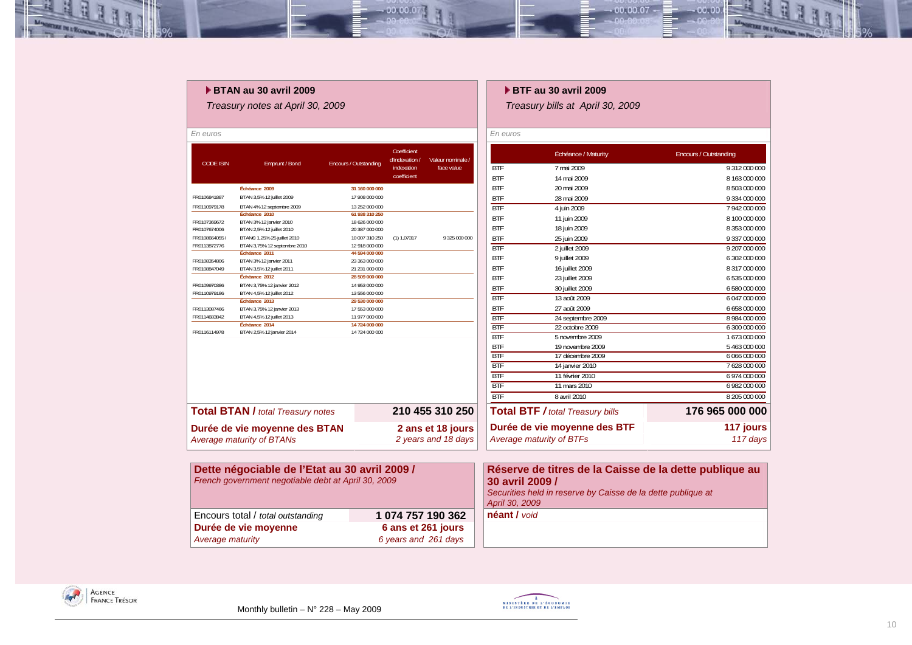## BTAN au 30 avril 2009

*Treasury notes at April 30, 2009*

*En euros*

| CODE ISIN | Emprunt / Bond | Encours / Outstanding | Coefficient d'indexation / indexation coefficient | Valeur nominale / face value |
|---|---|---|---|---|
| | **Échéance 2009** | **31 160 000 000** | | |
| FR0106841887 | BTAN 3,5% 12 juillet 2009 | 17 908 000 000 | | |
| FR0110979178 | BTAN 4% 12 septembre 2009 | 13 252 000 000 | | |
| | **Échéance 2010** | **61 938 310 250** | | |
| FR0107369672 | BTAN 3% 12 janvier 2010 | 18 626 000 000 | | |
| FR0107674006 | BTAN 2,5% 12 juillet 2010 | 20 387 000 000 | | |
| FR0108664055 I | BTAN€i 1,25% 25 juillet 2010 | 10 007 310 250 | (1) 1,07317 | 9 325 000 000 |
| FR0113872776 | BTAN 3,75% 12 septembre 2010 | 12 918 000 000 | | |
| | **Échéance 2011** | **44 594 000 000** | | |
| FR0108354806 | BTAN 3% 12 janvier 2011 | 23 363 000 000 | | |
| FR0108847049 | BTAN 3,5% 12 juillet 2011 | 21 231 000 000 | | |
| | **Échéance 2012** | **28 509 000 000** | | |
| FR0109970386 | BTAN 3,75% 12 janvier 2012 | 14 953 000 000 | | |
| FR0110979186 | BTAN 4,5% 12 juillet 2012 | 13 556 000 000 | | |
| | **Échéance 2013** | **29 530 000 000** | | |
| FR0113087466 | BTAN 3,75% 12 janvier 2013 | 17 553 000 000 | | |
| FR0114683842 | BTAN 4,5% 12 juillet 2013 | 11 977 000 000 | | |
| | **Échéance 2014** | **14 724 000 000** | | |
| FR0116114978 | BTAN 2,5% 12 janvier 2014 | 14 724 000 000 | | |

| | |
|---|---|
| **Total BTAN /** *total Treasury notes* | **210 455 310 250** |
| **Durée de vie moyenne des BTAN** | **2 ans et 18 jours** |
| *Average maturity of BTANs* | *2 years and 18 days* |

## BTF au 30 avril 2009

*Treasury bills at April 30, 2009*

*En euros*

| | Échéance / Maturity | Encours / Outstanding |
|---|---|---|
| BTF | 7 mai 2009 | 9 312 000 000 |
| BTF | 14 mai 2009 | 8 163 000 000 |
| BTF | 20 mai 2009 | 8 503 000 000 |
| BTF | 28 mai 2009 | 9 334 000 000 |
| BTF | 4 juin 2009 | 7 942 000 000 |
| BTF | 11 juin 2009 | 8 100 000 000 |
| BTF | 18 juin 2009 | 8 353 000 000 |
| BTF | 25 juin 2009 | 9 337 000 000 |
| BTF | 2 juillet 2009 | 9 207 000 000 |
| BTF | 9 juillet 2009 | 6 302 000 000 |
| BTF | 16 juillet 2009 | 8 317 000 000 |
| BTF | 23 juillet 2009 | 6 535 000 000 |
| BTF | 30 juillet 2009 | 6 580 000 000 |
| BTF | 13 août 2009 | 6 047 000 000 |
| BTF | 27 août 2009 | 6 658 000 000 |
| BTF | 24 septembre 2009 | 8 984 000 000 |
| BTF | 22 octobre 2009 | 6 300 000 000 |
| BTF | 5 novembre 2009 | 1 673 000 000 |
| BTF | 19 novembre 2009 | 5 463 000 000 |
| BTF | 17 décembre 2009 | 6 066 000 000 |
| BTF | 14 janvier 2010 | 7 628 000 000 |
| BTF | 11 février 2010 | 6 974 000 000 |
| BTF | 11 mars 2010 | 6 982 000 000 |
| BTF | 8 avril 2010 | 8 205 000 000 |

| | |
|---|---|
| **Total BTF /** *total Treasury bills* | **176 965 000 000** |
| **Durée de vie moyenne des BTF** | **117 jours** |
| *Average maturity of BTFs* | *117 days* |

## Dette négociable de l'Etat au 30 avril 2009 /

*French government negotiable debt at April 30, 2009*

| | |
|---|---|
| Encours total / *total outstanding* | **1 074 757 190 362** |
| **Durée de vie moyenne** | **6 ans et 261 jours** |
| *Average maturity* | *6 years and 261 days* |

## Réserve de titres de la Caisse de la dette publique au 30 avril 2009 /

*Securities held in reserve by Caisse de la dette publique at April 30, 2009*

**néant /** *void*

Monthly bulletin – N° 228 – May 2009